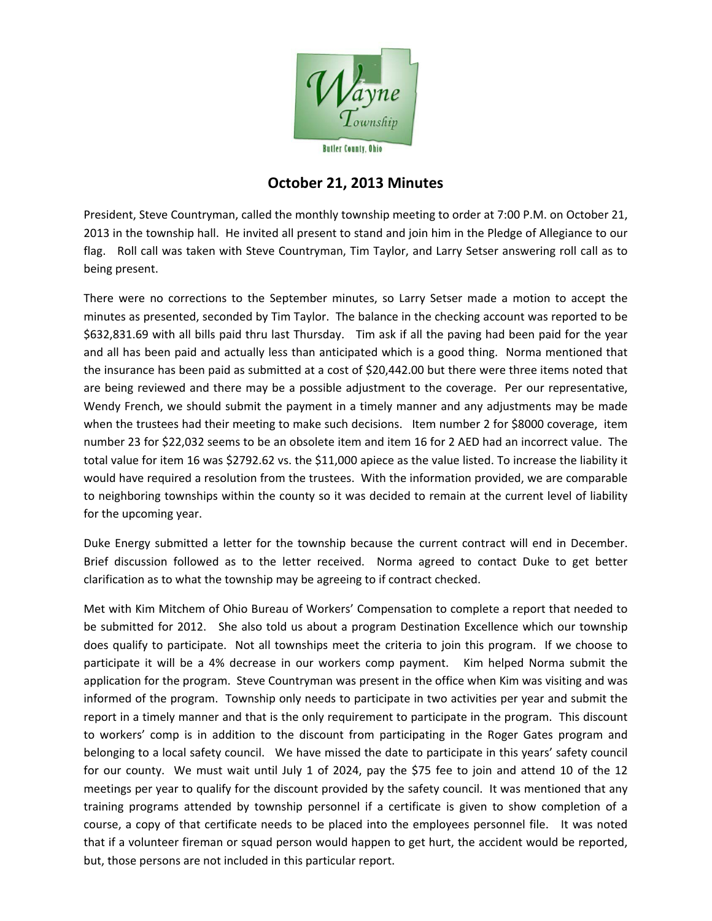# October 21, 2013 Minutes

President, Steve Countryman, called the monthly township meeting to order at 7:00 P.M. on October 21, 2013 in the township hall. He invited all present to stand and join him in the Pledge of Allegiance to our flag. Roll call was taken with Steve Countryman, Tim Taylor, and Larry Setser answering roll call as to being present.

There were no corrections to the September minutes, so Larry Setser made a motion to accept the minutes as presented, seconded by Tim Taylor. The balance in the checking account was reported to be $632,831.69 with all bills paid thru last Thursday. Tim ask if all the paving had been paid for the year and all has been paid and actually less than anticipated which is a good thing. Norma mentioned that the insurance has been paid as submitted at a cost of $20,442.00 but there were three items noted that are being reviewed and there may be a possible adjustment to the coverage. Per our representative, Wendy French, we should submit the payment in a timely manner and any adjustments may be made when the trustees had their meeting to make such decisions. Item number 2 for $8000 coverage, item number 23 for $22,032 seems to be an obsolete item and item 16 for 2 AED had an incorrect value. The total value for item 16 was $2792.62 vs. the $11,000 apiece as the value listed. To increase the liability it would have required a resolution from the trustees. With the information provided, we are comparable to neighboring townships within the county so it was decided to remain at the current level of liability for the upcoming year.

Duke Energy submitted a letter for the township because the current contract will end in December. Brief discussion followed as to the letter received. Norma agreed to contact Duke to get better clarification as to what the township may be agreeing to if contract checked.

Met with Kim Mitchem of Ohio Bureau of Workers' Compensation to complete a report that needed to be submitted for 2012. She also told us about a program Destination Excellence which our township does qualify to participate. Not all townships meet the criteria to join this program. If we choose to participate it will be a 4% decrease in our workers comp payment. Kim helped Norma submit the application for the program. Steve Countryman was present in the office when Kim was visiting and was informed of the program. Township only needs to participate in two activities per year and submit the report in a timely manner and that is the only requirement to participate in the program. This discount to workers' comp is in addition to the discount from participating in the Roger Gates program and belonging to a local safety council. We have missed the date to participate in this years' safety council for our county. We must wait until July 1 of 2024, pay the $75 fee to join and attend 10 of the 12 meetings per year to qualify for the discount provided by the safety council. It was mentioned that any training programs attended by township personnel if a certificate is given to show completion of a course, a copy of that certificate needs to be placed into the employees personnel file. It was noted that if a volunteer fireman or squad person would happen to get hurt, the accident would be reported, but, those persons are not included in this particular report.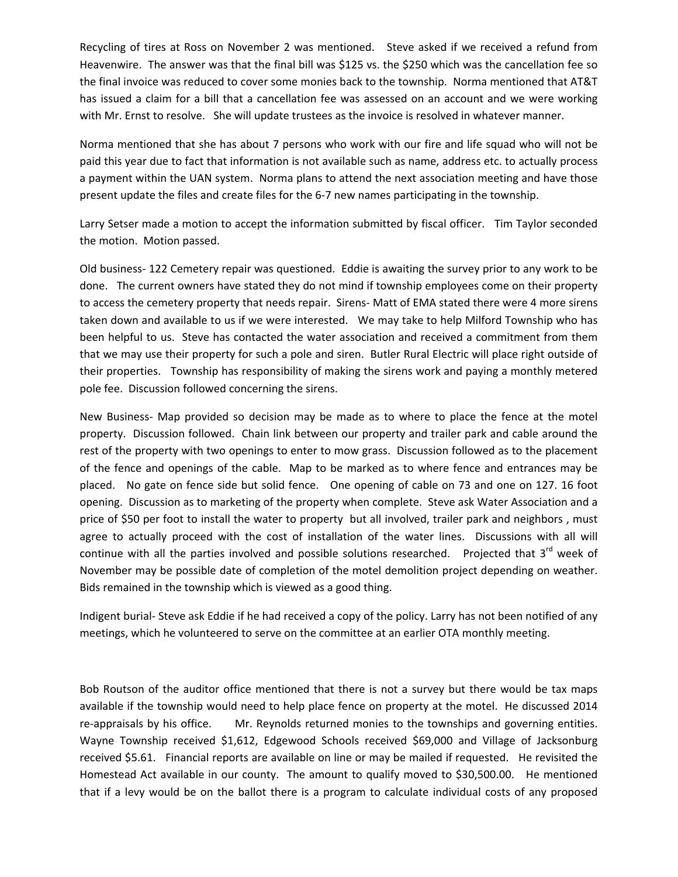Recycling of tires at Ross on November 2 was mentioned. Steve asked if we received a refund from Heavenwire. The answer was that the final bill was $125 vs. the $250 which was the cancellation fee so the final invoice was reduced to cover some monies back to the township. Norma mentioned that AT&T has issued a claim for a bill that a cancellation fee was assessed on an account and we were working with Mr. Ernst to resolve. She will update trustees as the invoice is resolved in whatever manner.

Norma mentioned that she has about 7 persons who work with our fire and life squad who will not be paid this year due to fact that information is not available such as name, address etc. to actually process a payment within the UAN system. Norma plans to attend the next association meeting and have those present update the files and create files for the 6-7 new names participating in the township.

Larry Setser made a motion to accept the information submitted by fiscal officer. Tim Taylor seconded the motion. Motion passed.

Old business- 122 Cemetery repair was questioned. Eddie is awaiting the survey prior to any work to be done. The current owners have stated they do not mind if township employees come on their property to access the cemetery property that needs repair. Sirens- Matt of EMA stated there were 4 more sirens taken down and available to us if we were interested. We may take to help Milford Township who has been helpful to us. Steve has contacted the water association and received a commitment from them that we may use their property for such a pole and siren. Butler Rural Electric will place right outside of their properties. Township has responsibility of making the sirens work and paying a monthly metered pole fee. Discussion followed concerning the sirens.

New Business- Map provided so decision may be made as to where to place the fence at the motel property. Discussion followed. Chain link between our property and trailer park and cable around the rest of the property with two openings to enter to mow grass. Discussion followed as to the placement of the fence and openings of the cable. Map to be marked as to where fence and entrances may be placed. No gate on fence side but solid fence. One opening of cable on 73 and one on 127. 16 foot opening. Discussion as to marketing of the property when complete. Steve ask Water Association and a price of $50 per foot to install the water to property but all involved, trailer park and neighbors , must agree to actually proceed with the cost of installation of the water lines. Discussions with all will continue with all the parties involved and possible solutions researched. Projected that 3rd week of November may be possible date of completion of the motel demolition project depending on weather. Bids remained in the township which is viewed as a good thing.

Indigent burial- Steve ask Eddie if he had received a copy of the policy. Larry has not been notified of any meetings, which he volunteered to serve on the committee at an earlier OTA monthly meeting.

Bob Routson of the auditor office mentioned that there is not a survey but there would be tax maps available if the township would need to help place fence on property at the motel. He discussed 2014 re-appraisals by his office. Mr. Reynolds returned monies to the townships and governing entities. Wayne Township received $1,612, Edgewood Schools received $69,000 and Village of Jacksonburg received $5.61. Financial reports are available on line or may be mailed if requested. He revisited the Homestead Act available in our county. The amount to qualify moved to $30,500.00. He mentioned that if a levy would be on the ballot there is a program to calculate individual costs of any proposed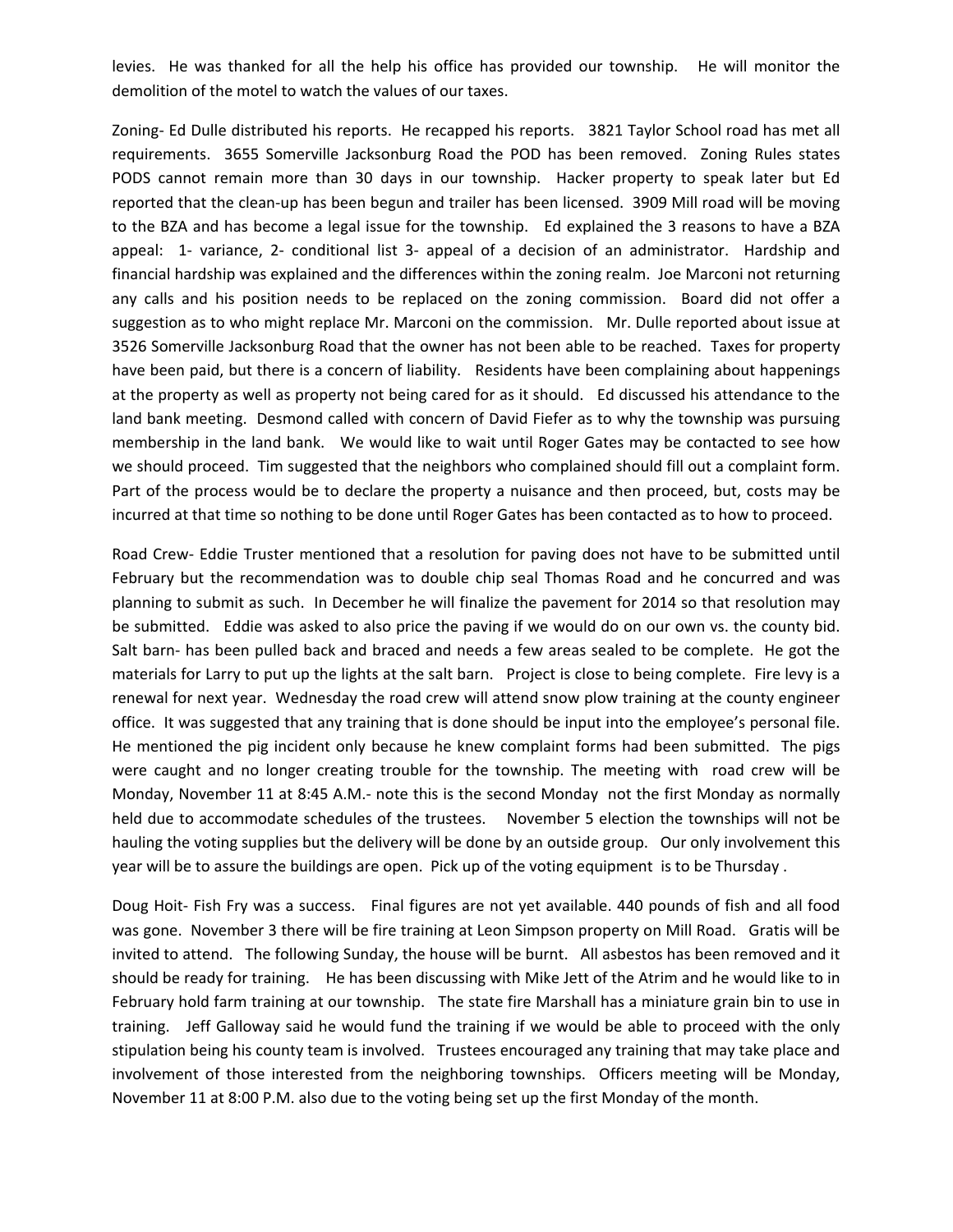levies. He was thanked for all the help his office has provided our township. He will monitor the demolition of the motel to watch the values of our taxes.

Zoning- Ed Dulle distributed his reports. He recapped his reports. 3821 Taylor School road has met all requirements. 3655 Somerville Jacksonburg Road the POD has been removed. Zoning Rules states PODS cannot remain more than 30 days in our township. Hacker property to speak later but Ed reported that the clean-up has been begun and trailer has been licensed. 3909 Mill road will be moving to the BZA and has become a legal issue for the township. Ed explained the 3 reasons to have a BZA appeal: 1- variance, 2- conditional list 3- appeal of a decision of an administrator. Hardship and financial hardship was explained and the differences within the zoning realm. Joe Marconi not returning any calls and his position needs to be replaced on the zoning commission. Board did not offer a suggestion as to who might replace Mr. Marconi on the commission. Mr. Dulle reported about issue at 3526 Somerville Jacksonburg Road that the owner has not been able to be reached. Taxes for property have been paid, but there is a concern of liability. Residents have been complaining about happenings at the property as well as property not being cared for as it should. Ed discussed his attendance to the land bank meeting. Desmond called with concern of David Fiefer as to why the township was pursuing membership in the land bank. We would like to wait until Roger Gates may be contacted to see how we should proceed. Tim suggested that the neighbors who complained should fill out a complaint form. Part of the process would be to declare the property a nuisance and then proceed, but, costs may be incurred at that time so nothing to be done until Roger Gates has been contacted as to how to proceed.

Road Crew- Eddie Truster mentioned that a resolution for paving does not have to be submitted until February but the recommendation was to double chip seal Thomas Road and he concurred and was planning to submit as such. In December he will finalize the pavement for 2014 so that resolution may be submitted. Eddie was asked to also price the paving if we would do on our own vs. the county bid. Salt barn- has been pulled back and braced and needs a few areas sealed to be complete. He got the materials for Larry to put up the lights at the salt barn. Project is close to being complete. Fire levy is a renewal for next year. Wednesday the road crew will attend snow plow training at the county engineer office. It was suggested that any training that is done should be input into the employee's personal file. He mentioned the pig incident only because he knew complaint forms had been submitted. The pigs were caught and no longer creating trouble for the township. The meeting with road crew will be Monday, November 11 at 8:45 A.M.- note this is the second Monday not the first Monday as normally held due to accommodate schedules of the trustees. November 5 election the townships will not be hauling the voting supplies but the delivery will be done by an outside group. Our only involvement this year will be to assure the buildings are open. Pick up of the voting equipment is to be Thursday .

Doug Hoit- Fish Fry was a success. Final figures are not yet available. 440 pounds of fish and all food was gone. November 3 there will be fire training at Leon Simpson property on Mill Road. Gratis will be invited to attend. The following Sunday, the house will be burnt. All asbestos has been removed and it should be ready for training. He has been discussing with Mike Jett of the Atrim and he would like to in February hold farm training at our township. The state fire Marshall has a miniature grain bin to use in training. Jeff Galloway said he would fund the training if we would be able to proceed with the only stipulation being his county team is involved. Trustees encouraged any training that may take place and involvement of those interested from the neighboring townships. Officers meeting will be Monday, November 11 at 8:00 P.M. also due to the voting being set up the first Monday of the month.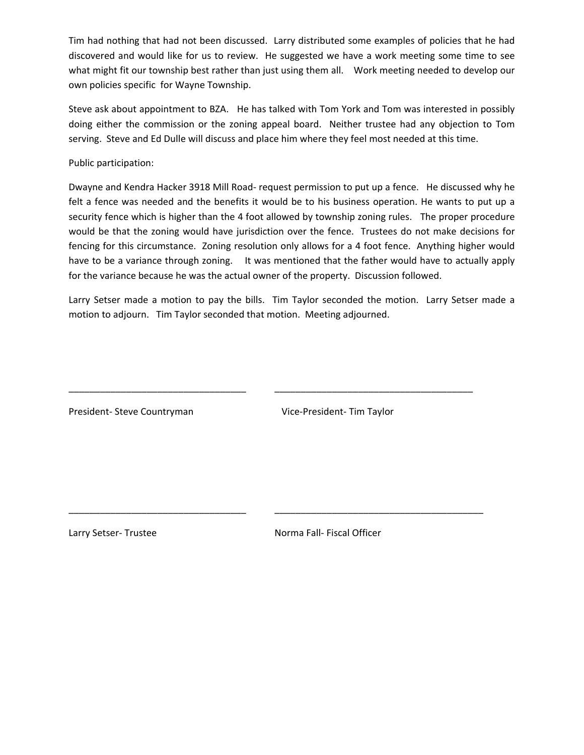Tim had nothing that had not been discussed. Larry distributed some examples of policies that he had discovered and would like for us to review. He suggested we have a work meeting some time to see what might fit our township best rather than just using them all. Work meeting needed to develop our own policies specific for Wayne Township.

Steve ask about appointment to BZA. He has talked with Tom York and Tom was interested in possibly doing either the commission or the zoning appeal board. Neither trustee had any objection to Tom serving. Steve and Ed Dulle will discuss and place him where they feel most needed at this time.

Public participation:

Dwayne and Kendra Hacker 3918 Mill Road- request permission to put up a fence. He discussed why he felt a fence was needed and the benefits it would be to his business operation. He wants to put up a security fence which is higher than the 4 foot allowed by township zoning rules. The proper procedure would be that the zoning would have jurisdiction over the fence. Trustees do not make decisions for fencing for this circumstance. Zoning resolution only allows for a 4 foot fence. Anything higher would have to be a variance through zoning. It was mentioned that the father would have to actually apply for the variance because he was the actual owner of the property. Discussion followed.

Larry Setser made a motion to pay the bills. Tim Taylor seconded the motion. Larry Setser made a motion to adjourn. Tim Taylor seconded that motion. Meeting adjourned.

\_\_\_\_\_\_\_\_\_\_\_\_\_\_\_\_\_\_\_\_\_\_\_\_\_\_\_\_\_\_\_\_\_\_\_\_ \_\_\_\_\_\_\_\_\_\_\_\_\_\_\_\_\_\_\_\_\_\_\_\_\_\_\_\_\_\_\_\_\_\_\_\_\_\_\_\_

President- Steve Countryman Vice-President- Tim Taylor

\_\_\_\_\_\_\_\_\_\_\_\_\_\_\_\_\_\_\_\_\_\_\_\_\_\_\_\_\_\_\_\_\_\_\_\_ \_\_\_\_\_\_\_\_\_\_\_\_\_\_\_\_\_\_\_\_\_\_\_\_\_\_\_\_\_\_\_\_\_\_\_\_\_\_\_\_\_\_

Larry Setser- Trustee Norma Fall- Fiscal Officer